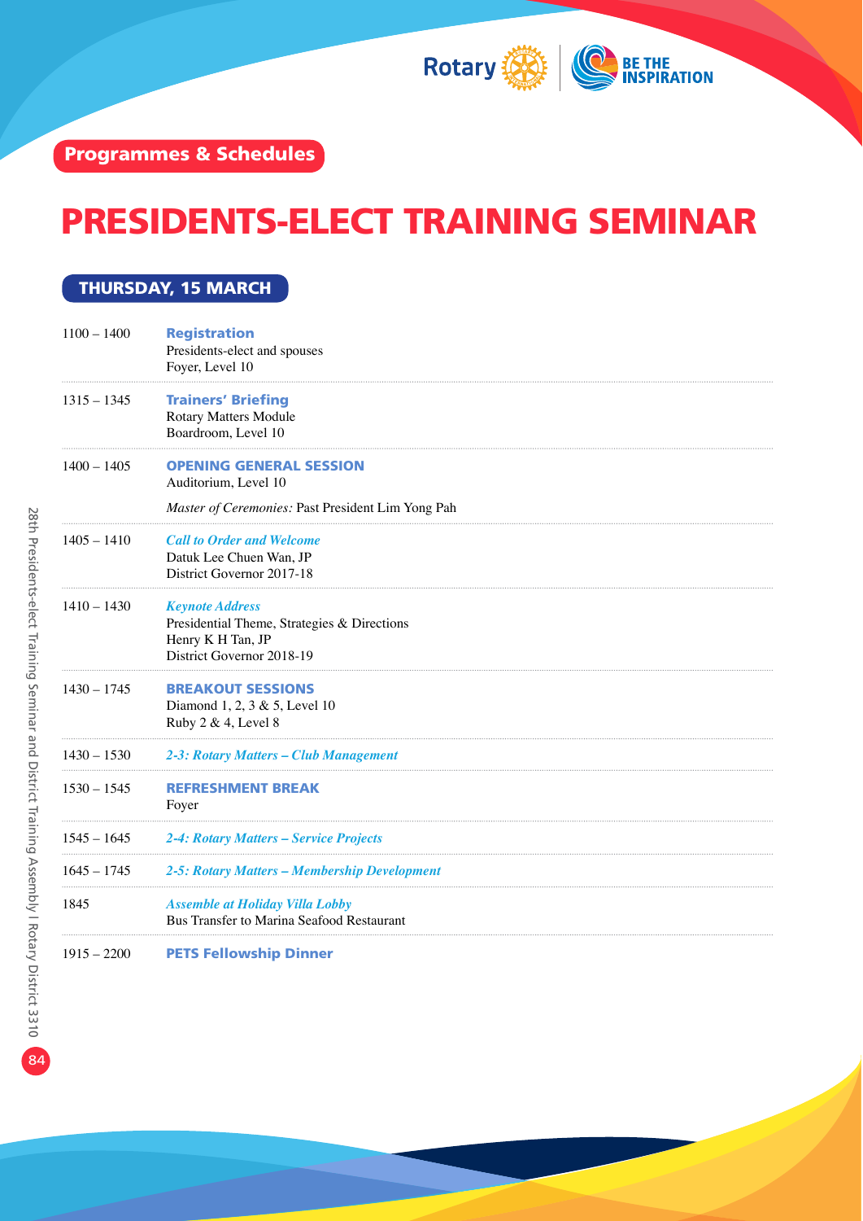Programmes & Schedules

# PRESIDENTS-ELECT TRAINING SEMINAR

## THURSDAY, 15 MARCH

| | |
|---|---|
| 1100 – 1400 | **Registration**<br>Presidents-elect and spouses<br>Foyer, Level 10 |
| 1315 – 1345 | **Trainers' Briefing**<br>Rotary Matters Module<br>Boardroom, Level 10 |
| 1400 – 1405 | **OPENING GENERAL SESSION**<br>Auditorium, Level 10<br>*Master of Ceremonies:* Past President Lim Yong Pah |
| 1405 – 1410 | ***Call to Order and Welcome***<br>Datuk Lee Chuen Wan, JP<br>District Governor 2017-18 |
| 1410 – 1430 | ***Keynote Address***<br>Presidential Theme, Strategies & Directions<br>Henry K H Tan, JP<br>District Governor 2018-19 |
| 1430 – 1745 | **BREAKOUT SESSIONS**<br>Diamond 1, 2, 3 & 5, Level 10<br>Ruby 2 & 4, Level 8 |
| 1430 – 1530 | ***2-3: Rotary Matters – Club Management*** |
| 1530 – 1545 | **REFRESHMENT BREAK**<br>Foyer |
| 1545 – 1645 | ***2-4: Rotary Matters – Service Projects*** |
| 1645 – 1745 | ***2-5: Rotary Matters – Membership Development*** |
| 1845 | ***Assemble at Holiday Villa Lobby***<br>Bus Transfer to Marina Seafood Restaurant |
| 1915 – 2200 | **PETS Fellowship Dinner** |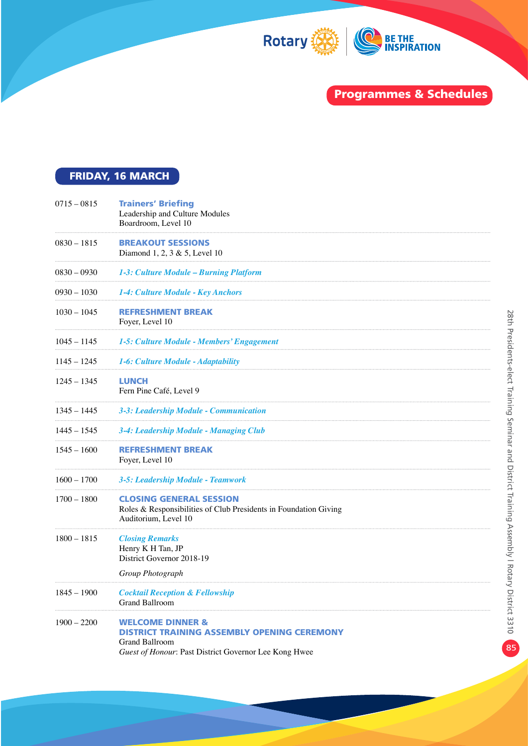## Programmes & Schedules

### FRIDAY, 16 MARCH

| Time | Programme |
|---|---|
| 0715 – 0815 | **Trainers' Briefing**<br>Leadership and Culture Modules<br>Boardroom, Level 10 |
| 0830 – 1815 | **BREAKOUT SESSIONS**<br>Diamond 1, 2, 3 & 5, Level 10 |
| 0830 – 0930 | ***1-3: Culture Module – Burning Platform*** |
| 0930 – 1030 | ***1-4: Culture Module - Key Anchors*** |
| 1030 – 1045 | **REFRESHMENT BREAK**<br>Foyer, Level 10 |
| 1045 – 1145 | ***1-5: Culture Module - Members' Engagement*** |
| 1145 – 1245 | ***1-6: Culture Module - Adaptability*** |
| 1245 – 1345 | **LUNCH**<br>Fern Pine Café, Level 9 |
| 1345 – 1445 | ***3-3: Leadership Module - Communication*** |
| 1445 – 1545 | ***3-4: Leadership Module - Managing Club*** |
| 1545 – 1600 | **REFRESHMENT BREAK**<br>Foyer, Level 10 |
| 1600 – 1700 | ***3-5: Leadership Module - Teamwork*** |
| 1700 – 1800 | **CLOSING GENERAL SESSION**<br>Roles & Responsibilities of Club Presidents in Foundation Giving<br>Auditorium, Level 10 |
| 1800 – 1815 | ***Closing Remarks***<br>Henry K H Tan, JP<br>District Governor 2018-19<br><br>*Group Photograph* |
| 1845 – 1900 | ***Cocktail Reception & Fellowship***<br>Grand Ballroom |
| 1900 – 2200 | **WELCOME DINNER & DISTRICT TRAINING ASSEMBLY OPENING CEREMONY**<br>Grand Ballroom<br>*Guest of Honour*: Past District Governor Lee Kong Hwee |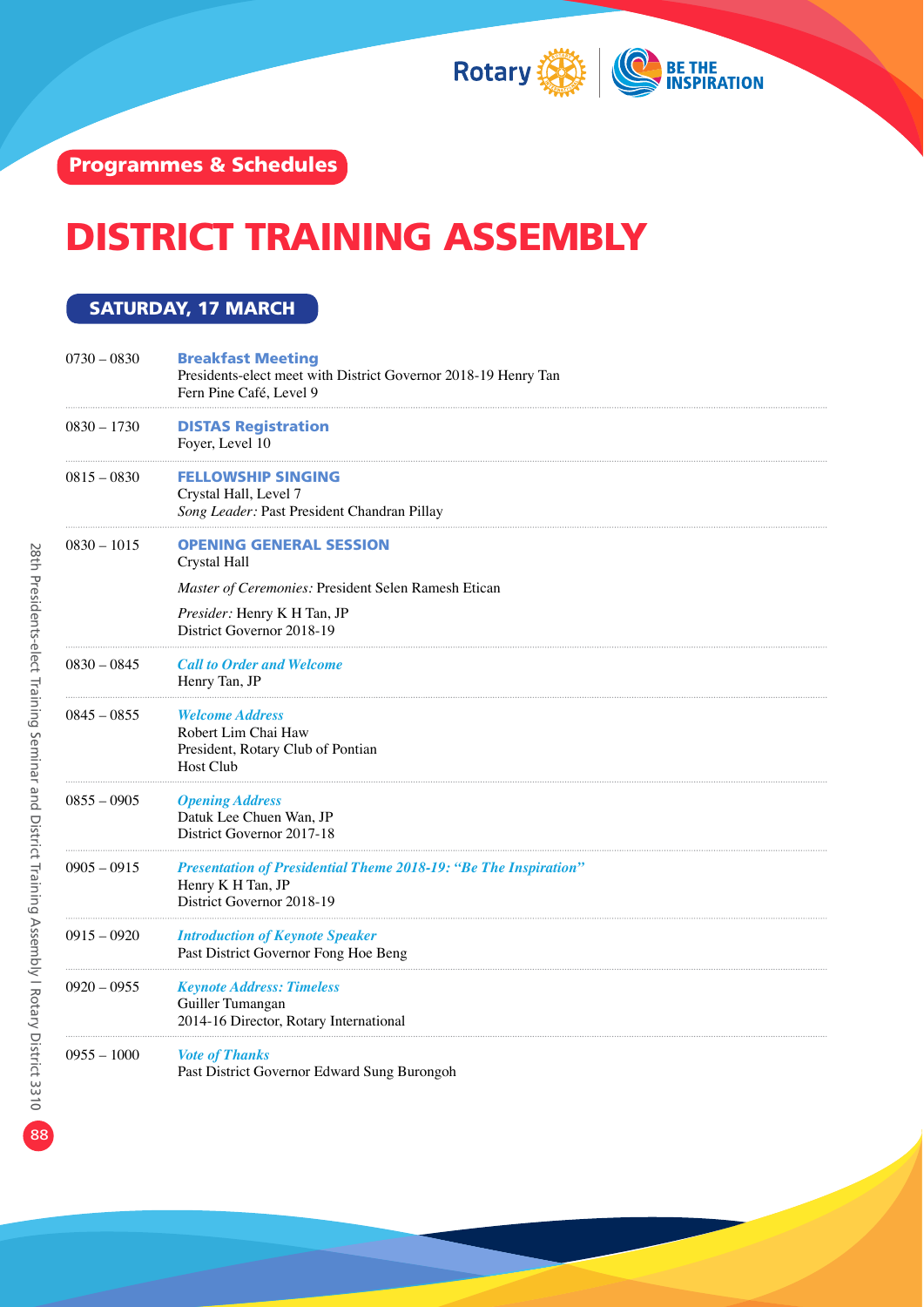Programmes & Schedules

# DISTRICT TRAINING ASSEMBLY

## SATURDAY, 17 MARCH

0730 – 0830 **Breakfast Meeting**
Presidents-elect meet with District Governor 2018-19 Henry Tan
Fern Pine Café, Level 9

0830 – 1730 **DISTAS Registration**
Foyer, Level 10

0815 – 0830 **FELLOWSHIP SINGING**
Crystal Hall, Level 7
*Song Leader:* Past President Chandran Pillay

0830 – 1015 **OPENING GENERAL SESSION**
Crystal Hall

*Master of Ceremonies:* President Selen Ramesh Etican

*Presider:* Henry K H Tan, JP
District Governor 2018-19

0830 – 0845 ***Call to Order and Welcome***
Henry Tan, JP

0845 – 0855 ***Welcome Address***
Robert Lim Chai Haw
President, Rotary Club of Pontian
Host Club

0855 – 0905 ***Opening Address***
Datuk Lee Chuen Wan, JP
District Governor 2017-18

0905 – 0915 ***Presentation of Presidential Theme 2018-19: "Be The Inspiration"***
Henry K H Tan, JP
District Governor 2018-19

0915 – 0920 ***Introduction of Keynote Speaker***
Past District Governor Fong Hoe Beng

0920 – 0955 ***Keynote Address: Timeless***
Guiller Tumangan
2014-16 Director, Rotary International

0955 – 1000 ***Vote of Thanks***
Past District Governor Edward Sung Burongoh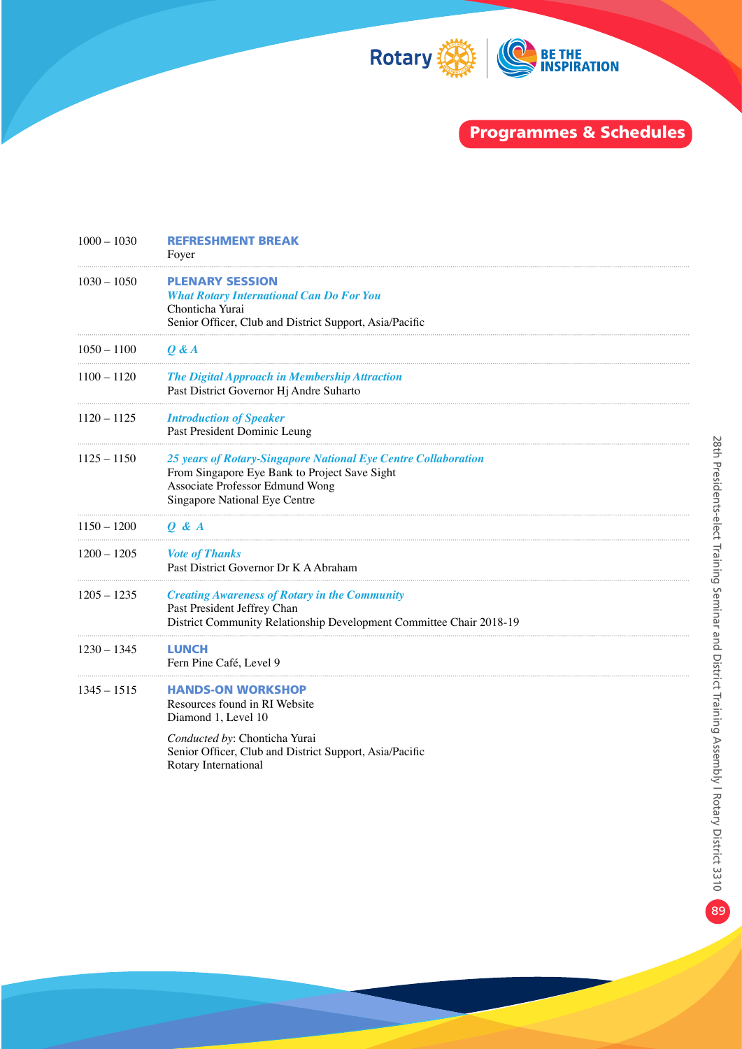## Programmes & Schedules

| Time | Programme |
|---|---|
| 1000 – 1030 | **REFRESHMENT BREAK**<br>Foyer |
| 1030 – 1050 | **PLENARY SESSION**<br>***What Rotary International Can Do For You***<br>Chonticha Yurai<br>Senior Officer, Club and District Support, Asia/Pacific |
| 1050 – 1100 | ***Q & A*** |
| 1100 – 1120 | ***The Digital Approach in Membership Attraction***<br>Past District Governor Hj Andre Suharto |
| 1120 – 1125 | ***Introduction of Speaker***<br>Past President Dominic Leung |
| 1125 – 1150 | ***25 years of Rotary-Singapore National Eye Centre Collaboration***<br>From Singapore Eye Bank to Project Save Sight<br>Associate Professor Edmund Wong<br>Singapore National Eye Centre |
| 1150 – 1200 | ***Q & A*** |
| 1200 – 1205 | ***Vote of Thanks***<br>Past District Governor Dr K A Abraham |
| 1205 – 1235 | ***Creating Awareness of Rotary in the Community***<br>Past President Jeffrey Chan<br>District Community Relationship Development Committee Chair 2018-19 |
| 1230 – 1345 | **LUNCH**<br>Fern Pine Café, Level 9 |
| 1345 – 1515 | **HANDS-ON WORKSHOP**<br>Resources found in RI Website<br>Diamond 1, Level 10<br><br>*Conducted by*: Chonticha Yurai<br>Senior Officer, Club and District Support, Asia/Pacific<br>Rotary International |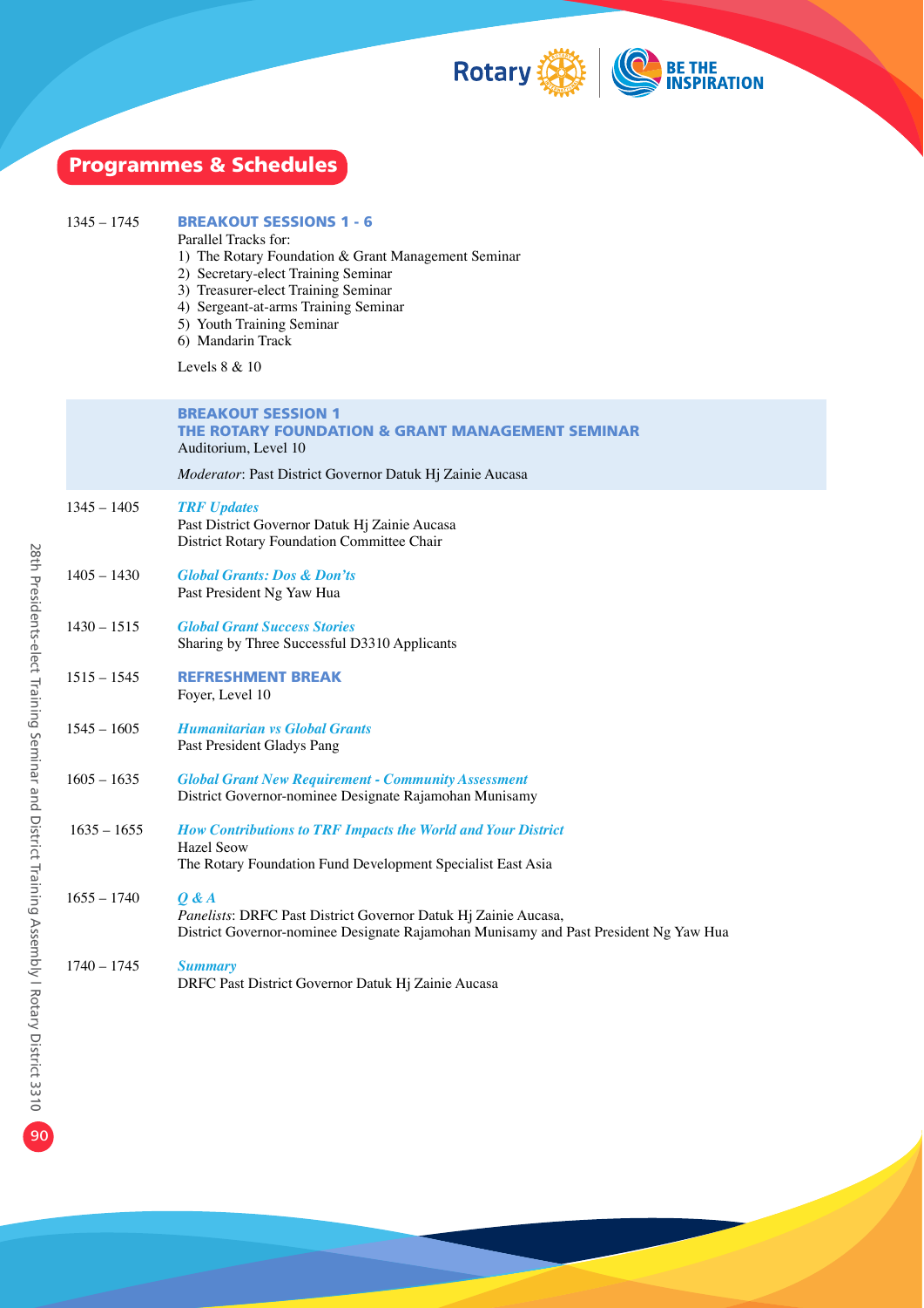## Programmes & Schedules

**1345 – 1745** **BREAKOUT SESSIONS 1 - 6**

Parallel Tracks for:

1) The Rotary Foundation & Grant Management Seminar
2) Secretary-elect Training Seminar
3) Treasurer-elect Training Seminar
4) Sergeant-at-arms Training Seminar
5) Youth Training Seminar
6) Mandarin Track

Levels 8 & 10

### BREAKOUT SESSION 1
### THE ROTARY FOUNDATION & GRANT MANAGEMENT SEMINAR

Auditorium, Level 10

*Moderator*: Past District Governor Datuk Hj Zainie Aucasa

**1345 – 1405** ***TRF Updates***
Past District Governor Datuk Hj Zainie Aucasa
District Rotary Foundation Committee Chair

**1405 – 1430** ***Global Grants: Dos & Don'ts***
Past President Ng Yaw Hua

**1430 – 1515** ***Global Grant Success Stories***
Sharing by Three Successful D3310 Applicants

**1515 – 1545** **REFRESHMENT BREAK**
Foyer, Level 10

**1545 – 1605** ***Humanitarian vs Global Grants***
Past President Gladys Pang

**1605 – 1635** ***Global Grant New Requirement - Community Assessment***
District Governor-nominee Designate Rajamohan Munisamy

**1635 – 1655** ***How Contributions to TRF Impacts the World and Your District***
Hazel Seow
The Rotary Foundation Fund Development Specialist East Asia

**1655 – 1740** ***Q & A***
*Panelists*: DRFC Past District Governor Datuk Hj Zainie Aucasa,
District Governor-nominee Designate Rajamohan Munisamy and Past President Ng Yaw Hua

**1740 – 1745** ***Summary***
DRFC Past District Governor Datuk Hj Zainie Aucasa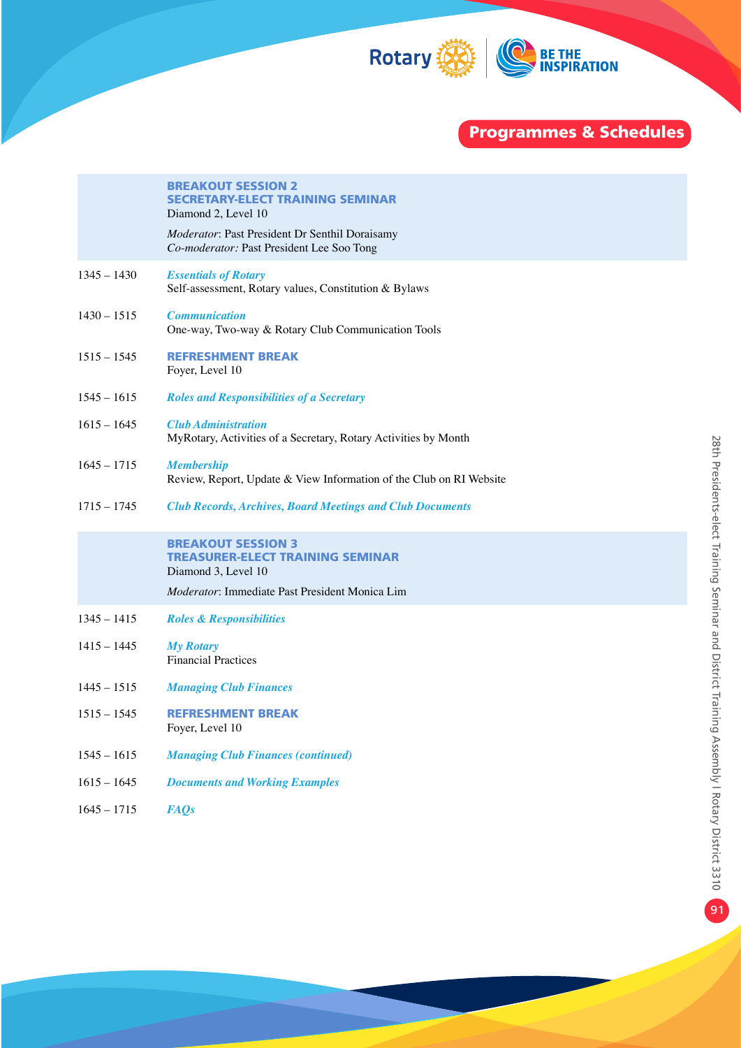## Programmes & Schedules

### BREAKOUT SESSION 2
### SECRETARY-ELECT TRAINING SEMINAR

Diamond 2, Level 10

*Moderator*: Past President Dr Senthil Doraisamy
*Co-moderator:* Past President Lee Soo Tong

| | |
|---|---|
| 1345 – 1430 | ***Essentials of Rotary***<br>Self-assessment, Rotary values, Constitution & Bylaws |
| 1430 – 1515 | ***Communication***<br>One-way, Two-way & Rotary Club Communication Tools |
| 1515 – 1545 | **REFRESHMENT BREAK**<br>Foyer, Level 10 |
| 1545 – 1615 | ***Roles and Responsibilities of a Secretary*** |
| 1615 – 1645 | ***Club Administration***<br>MyRotary, Activities of a Secretary, Rotary Activities by Month |
| 1645 – 1715 | ***Membership***<br>Review, Report, Update & View Information of the Club on RI Website |
| 1715 – 1745 | ***Club Records, Archives, Board Meetings and Club Documents*** |

### BREAKOUT SESSION 3
### TREASURER-ELECT TRAINING SEMINAR

Diamond 3, Level 10

*Moderator*: Immediate Past President Monica Lim

| | |
|---|---|
| 1345 – 1415 | ***Roles & Responsibilities*** |
| 1415 – 1445 | ***My Rotary***<br>Financial Practices |
| 1445 – 1515 | ***Managing Club Finances*** |
| 1515 – 1545 | **REFRESHMENT BREAK**<br>Foyer, Level 10 |
| 1545 – 1615 | ***Managing Club Finances (continued)*** |
| 1615 – 1645 | ***Documents and Working Examples*** |
| 1645 – 1715 | ***FAQs*** |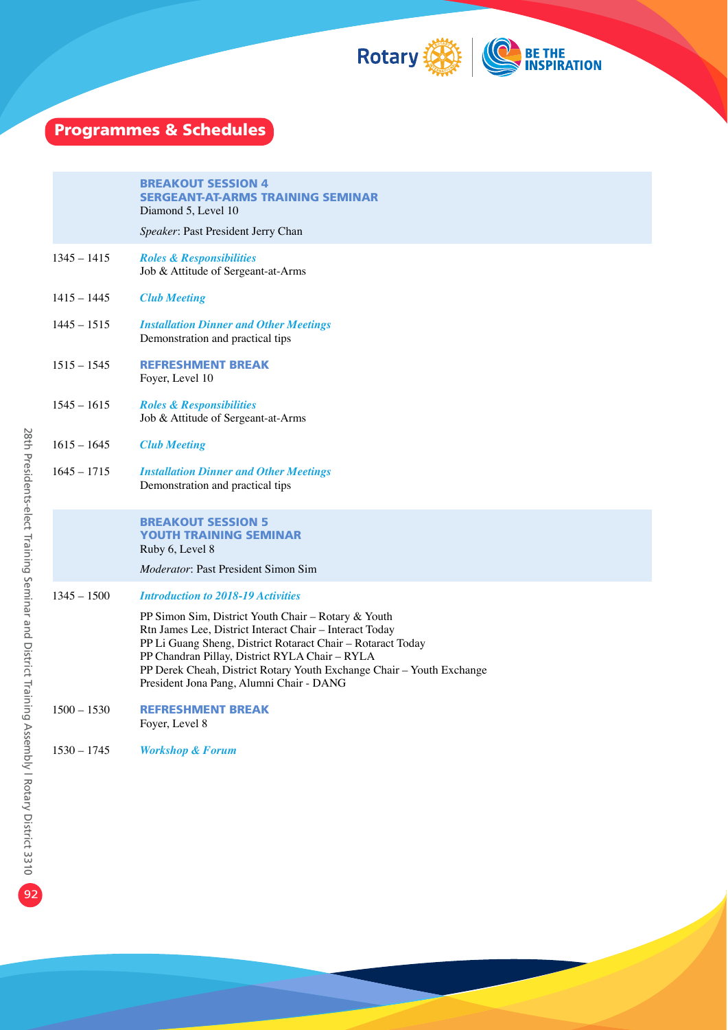## Programmes & Schedules

### BREAKOUT SESSION 4
### SERGEANT-AT-ARMS TRAINING SEMINAR
Diamond 5, Level 10

*Speaker*: Past President Jerry Chan

| | |
|---|---|
| 1345 – 1415 | ***Roles & Responsibilities***<br>Job & Attitude of Sergeant-at-Arms |
| 1415 – 1445 | ***Club Meeting*** |
| 1445 – 1515 | ***Installation Dinner and Other Meetings***<br>Demonstration and practical tips |
| 1515 – 1545 | **REFRESHMENT BREAK**<br>Foyer, Level 10 |
| 1545 – 1615 | ***Roles & Responsibilities***<br>Job & Attitude of Sergeant-at-Arms |
| 1615 – 1645 | ***Club Meeting*** |
| 1645 – 1715 | ***Installation Dinner and Other Meetings***<br>Demonstration and practical tips |

### BREAKOUT SESSION 5
### YOUTH TRAINING SEMINAR
Ruby 6, Level 8

*Moderator*: Past President Simon Sim

| | |
|---|---|
| 1345 – 1500 | ***Introduction to 2018-19 Activities***<br>PP Simon Sim, District Youth Chair – Rotary & Youth<br>Rtn James Lee, District Interact Chair – Interact Today<br>PP Li Guang Sheng, District Rotaract Chair – Rotaract Today<br>PP Chandran Pillay, District RYLA Chair – RYLA<br>PP Derek Cheah, District Rotary Youth Exchange Chair – Youth Exchange<br>President Jona Pang, Alumni Chair - DANG |
| 1500 – 1530 | **REFRESHMENT BREAK**<br>Foyer, Level 8 |
| 1530 – 1745 | ***Workshop & Forum*** |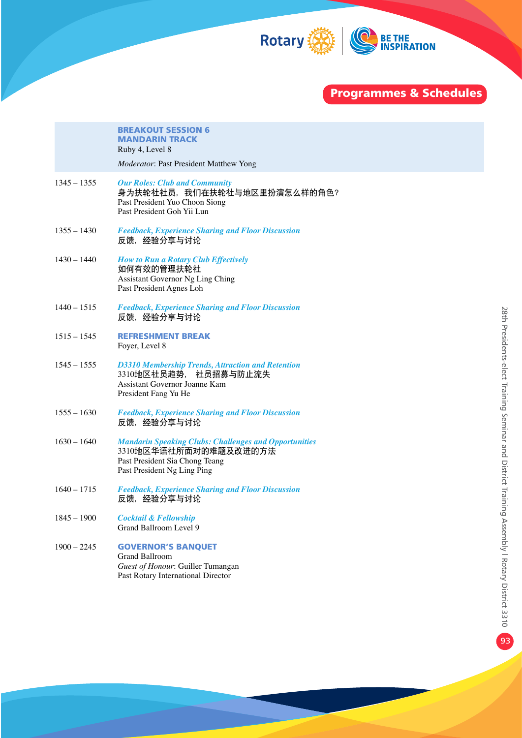## Programmes & Schedules

**BREAKOUT SESSION 6**
**MANDARIN TRACK**
Ruby 4, Level 8

*Moderator*: Past President Matthew Yong

1345 – 1355 *Our Roles: Club and Community*
身为扶轮社社员，我们在扶轮社与地区里扮演怎么样的角色?
Past President Yuo Choon Siong
Past President Goh Yii Lun

1355 – 1430 *Feedback, Experience Sharing and Floor Discussion*
反馈，经验分享与讨论

1430 – 1440 *How to Run a Rotary Club Effectively*
如何有效的管理扶轮社
Assistant Governor Ng Ling Ching
Past President Agnes Loh

1440 – 1515 *Feedback, Experience Sharing and Floor Discussion*
反馈，经验分享与讨论

1515 – 1545 **REFRESHMENT BREAK**
Foyer, Level 8

1545 – 1555 *D3310 Membership Trends, Attraction and Retention*
3310地区社员趋势， 社员招募与防止流失
Assistant Governor Joanne Kam
President Fang Yu He

1555 – 1630 *Feedback, Experience Sharing and Floor Discussion*
反馈，经验分享与讨论

1630 – 1640 *Mandarin Speaking Clubs: Challenges and Opportunities*
3310地区华语社所面对的难题及改进的方法
Past President Sia Chong Teang
Past President Ng Ling Ping

1640 – 1715 *Feedback, Experience Sharing and Floor Discussion*
反馈，经验分享与讨论

1845 – 1900 *Cocktail & Fellowship*
Grand Ballroom Level 9

1900 – 2245 **GOVERNOR'S BANQUET**
Grand Ballroom
*Guest of Honour*: Guiller Tumangan
Past Rotary International Director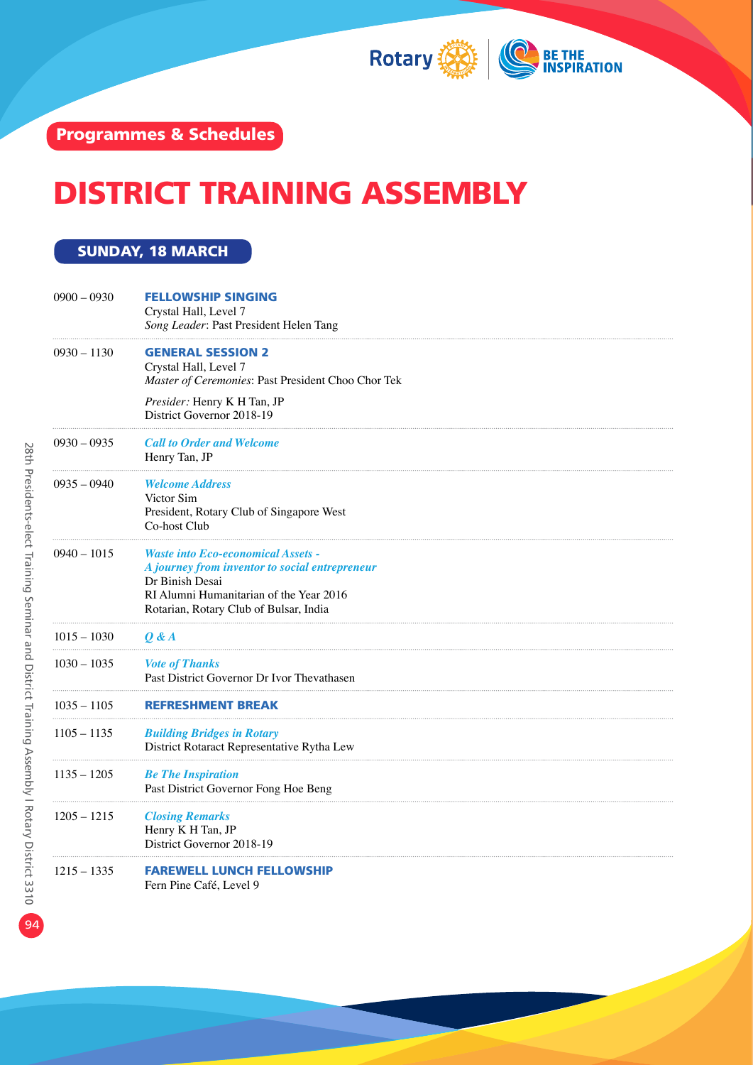Programmes & Schedules

# DISTRICT TRAINING ASSEMBLY

## SUNDAY, 18 MARCH

| | |
|---|---|
| 0900 – 0930 | **FELLOWSHIP SINGING**<br>Crystal Hall, Level 7<br>*Song Leader*: Past President Helen Tang |
| 0930 – 1130 | **GENERAL SESSION 2**<br>Crystal Hall, Level 7<br>*Master of Ceremonies*: Past President Choo Chor Tek<br><br>*Presider:* Henry K H Tan, JP<br>District Governor 2018-19 |
| 0930 – 0935 | ***Call to Order and Welcome***<br>Henry Tan, JP |
| 0935 – 0940 | ***Welcome Address***<br>Victor Sim<br>President, Rotary Club of Singapore West<br>Co-host Club |
| 0940 – 1015 | ***Waste into Eco-economical Assets - A journey from inventor to social entrepreneur***<br>Dr Binish Desai<br>RI Alumni Humanitarian of the Year 2016<br>Rotarian, Rotary Club of Bulsar, India |
| 1015 – 1030 | ***Q & A*** |
| 1030 – 1035 | ***Vote of Thanks***<br>Past District Governor Dr Ivor Thevathasen |
| 1035 – 1105 | **REFRESHMENT BREAK** |
| 1105 – 1135 | ***Building Bridges in Rotary***<br>District Rotaract Representative Rytha Lew |
| 1135 – 1205 | ***Be The Inspiration***<br>Past District Governor Fong Hoe Beng |
| 1205 – 1215 | ***Closing Remarks***<br>Henry K H Tan, JP<br>District Governor 2018-19 |
| 1215 – 1335 | **FAREWELL LUNCH FELLOWSHIP**<br>Fern Pine Café, Level 9 |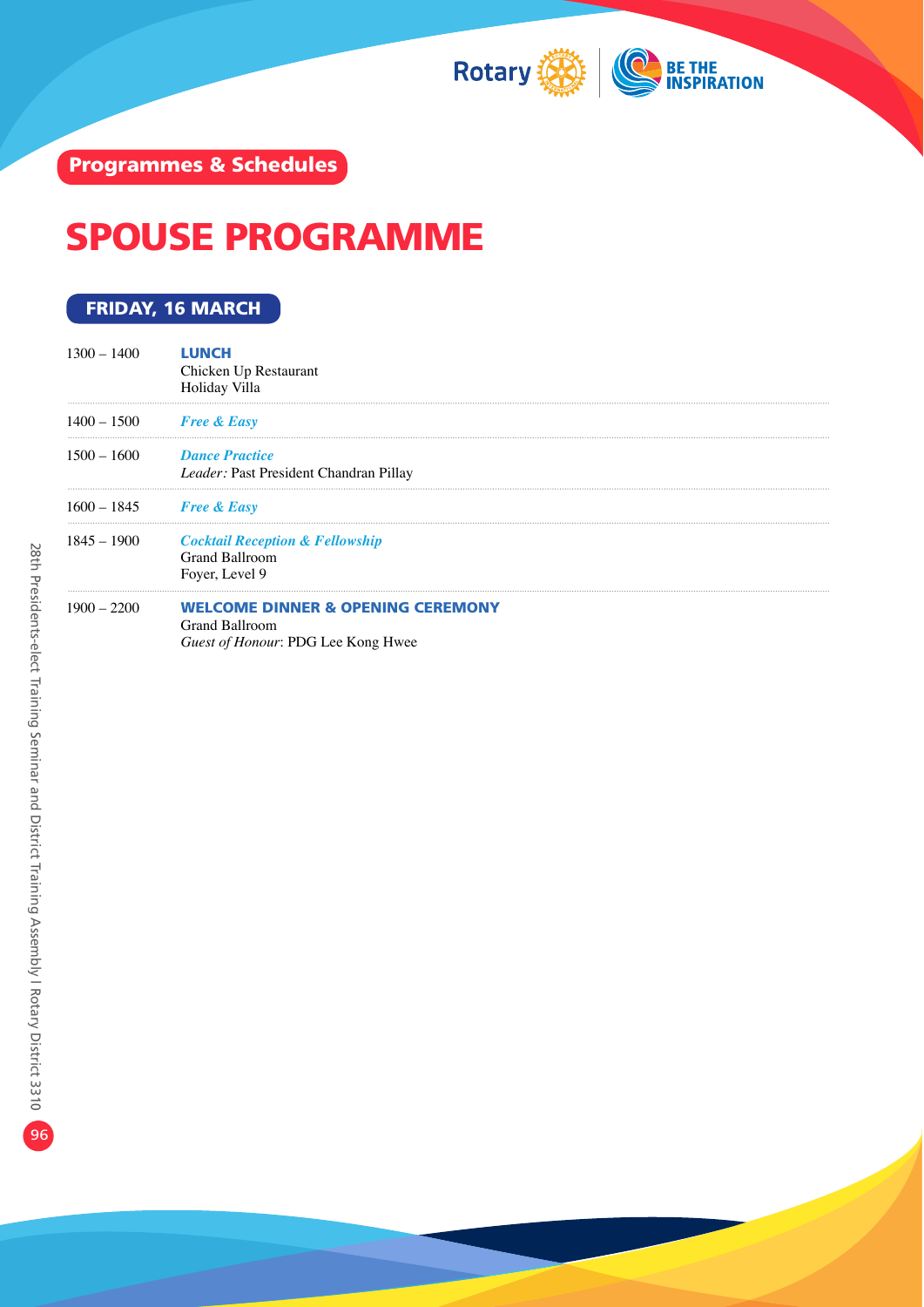## Programmes & Schedules

# SPOUSE PROGRAMME

### FRIDAY, 16 MARCH

| Time | Programme |
|---|---|
| 1300 – 1400 | **LUNCH**<br>Chicken Up Restaurant<br>Holiday Villa |
| 1400 – 1500 | ***Free & Easy*** |
| 1500 – 1600 | ***Dance Practice***<br>*Leader:* Past President Chandran Pillay |
| 1600 – 1845 | ***Free & Easy*** |
| 1845 – 1900 | ***Cocktail Reception & Fellowship***<br>Grand Ballroom<br>Foyer, Level 9 |
| 1900 – 2200 | **WELCOME DINNER & OPENING CEREMONY**<br>Grand Ballroom<br>*Guest of Honour*: PDG Lee Kong Hwee |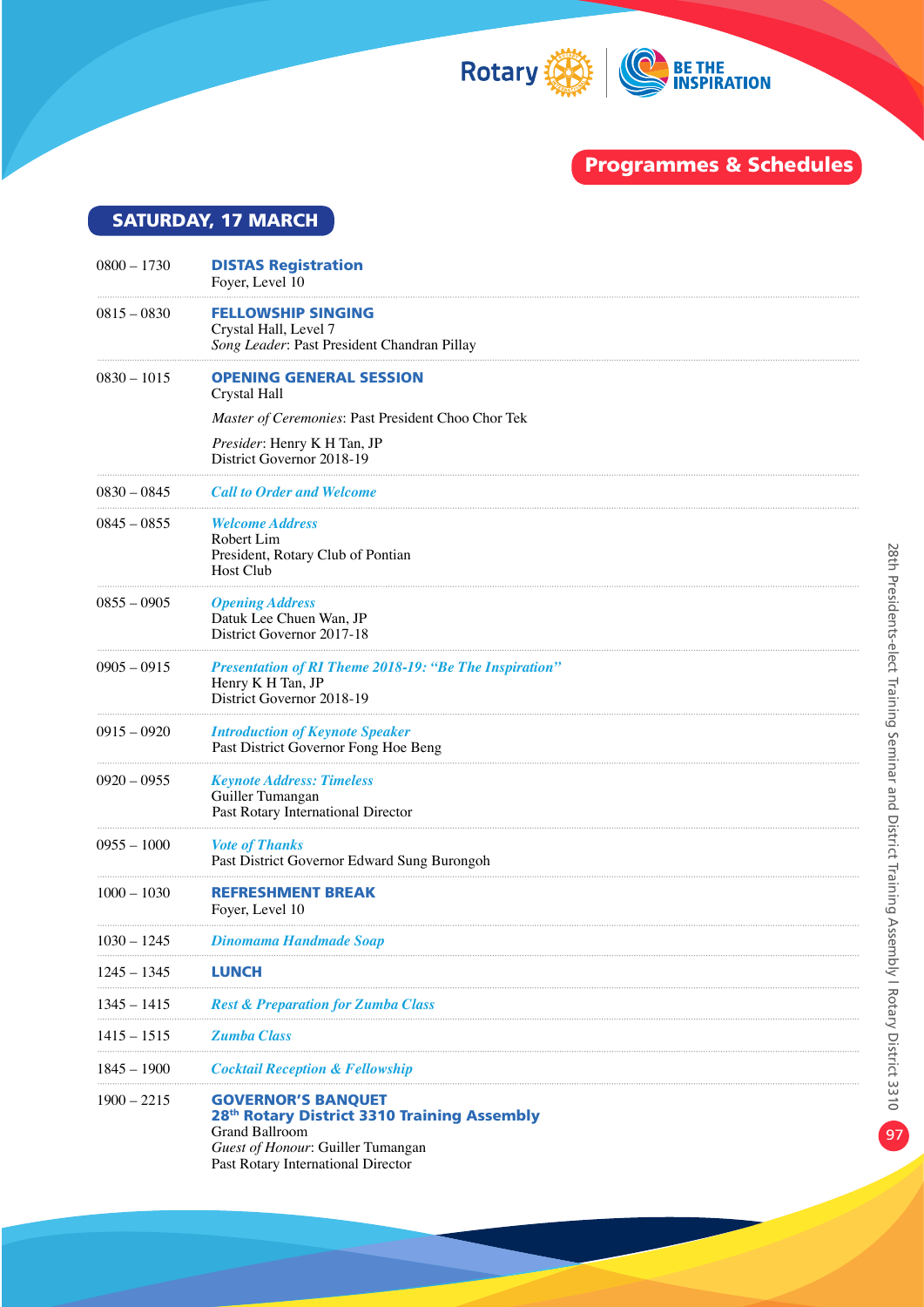## Programmes & Schedules

### SATURDAY, 17 MARCH

| | |
|---|---|
| 0800 – 1730 | **DISTAS Registration**<br>Foyer, Level 10 |
| 0815 – 0830 | **FELLOWSHIP SINGING**<br>Crystal Hall, Level 7<br>*Song Leader*: Past President Chandran Pillay |
| 0830 – 1015 | **OPENING GENERAL SESSION**<br>Crystal Hall<br>*Master of Ceremonies*: Past President Choo Chor Tek<br>*Presider*: Henry K H Tan, JP<br>District Governor 2018-19 |
| 0830 – 0845 | ***Call to Order and Welcome*** |
| 0845 – 0855 | ***Welcome Address***<br>Robert Lim<br>President, Rotary Club of Pontian<br>Host Club |
| 0855 – 0905 | ***Opening Address***<br>Datuk Lee Chuen Wan, JP<br>District Governor 2017-18 |
| 0905 – 0915 | ***Presentation of RI Theme 2018-19: "Be The Inspiration"***<br>Henry K H Tan, JP<br>District Governor 2018-19 |
| 0915 – 0920 | ***Introduction of Keynote Speaker***<br>Past District Governor Fong Hoe Beng |
| 0920 – 0955 | ***Keynote Address: Timeless***<br>Guiller Tumangan<br>Past Rotary International Director |
| 0955 – 1000 | ***Vote of Thanks***<br>Past District Governor Edward Sung Burongoh |
| 1000 – 1030 | **REFRESHMENT BREAK**<br>Foyer, Level 10 |
| 1030 – 1245 | ***Dinomama Handmade Soap*** |
| 1245 – 1345 | **LUNCH** |
| 1345 – 1415 | ***Rest & Preparation for Zumba Class*** |
| 1415 – 1515 | ***Zumba Class*** |
| 1845 – 1900 | ***Cocktail Reception & Fellowship*** |
| 1900 – 2215 | **GOVERNOR'S BANQUET**<br>**28th Rotary District 3310 Training Assembly**<br>Grand Ballroom<br>*Guest of Honour*: Guiller Tumangan<br>Past Rotary International Director |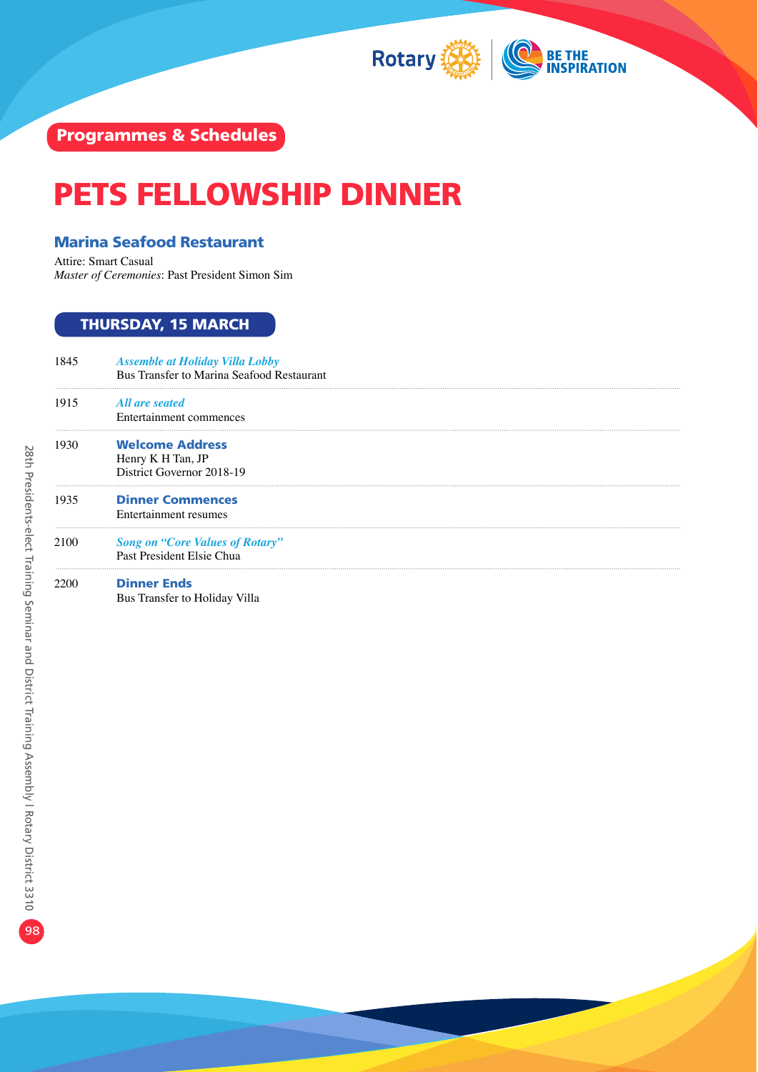Programmes & Schedules

# PETS FELLOWSHIP DINNER

### Marina Seafood Restaurant

Attire: Smart Casual
*Master of Ceremonies*: Past President Simon Sim

## THURSDAY, 15 MARCH

1845 ***Assemble at Holiday Villa Lobby***
Bus Transfer to Marina Seafood Restaurant

1915 ***All are seated***
Entertainment commences

1930 **Welcome Address**
Henry K H Tan, JP
District Governor 2018-19

1935 **Dinner Commences**
Entertainment resumes

2100 ***Song on "Core Values of Rotary"***
Past President Elsie Chua

2200 **Dinner Ends**
Bus Transfer to Holiday Villa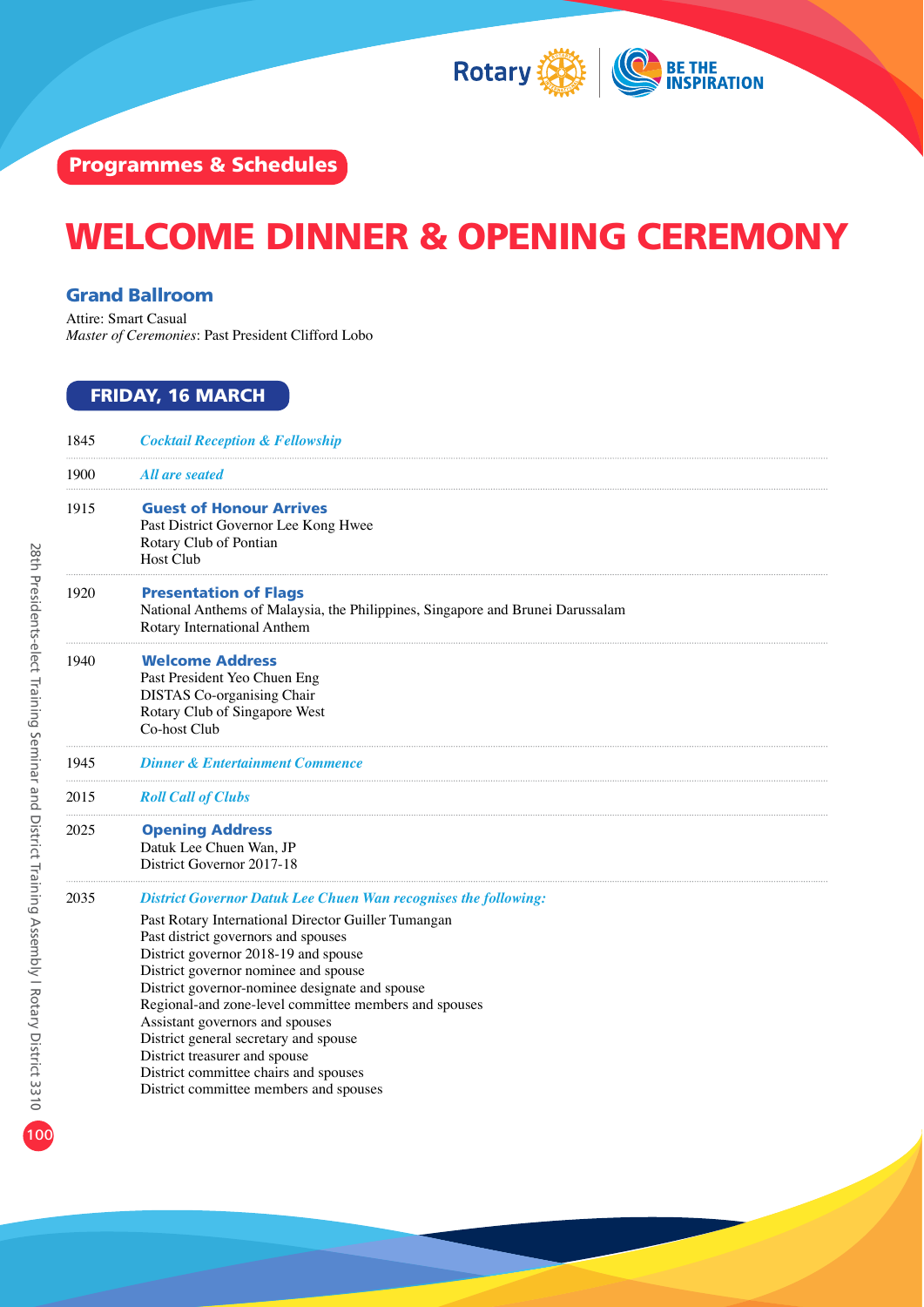Programmes & Schedules

# WELCOME DINNER & OPENING CEREMONY

### Grand Ballroom

Attire: Smart Casual
*Master of Ceremonies*: Past President Clifford Lobo

## FRIDAY, 16 MARCH

1845 — ***Cocktail Reception & Fellowship***

1900 — ***All are seated***

1915 — **Guest of Honour Arrives**
Past District Governor Lee Kong Hwee
Rotary Club of Pontian
Host Club

1920 — **Presentation of Flags**
National Anthems of Malaysia, the Philippines, Singapore and Brunei Darussalam
Rotary International Anthem

1940 — **Welcome Address**
Past President Yeo Chuen Eng
DISTAS Co-organising Chair
Rotary Club of Singapore West
Co-host Club

1945 — ***Dinner & Entertainment Commence***

2015 — ***Roll Call of Clubs***

2025 — **Opening Address**
Datuk Lee Chuen Wan, JP
District Governor 2017-18

2035 — ***District Governor Datuk Lee Chuen Wan recognises the following:***

Past Rotary International Director Guiller Tumangan
Past district governors and spouses
District governor 2018-19 and spouse
District governor nominee and spouse
District governor-nominee designate and spouse
Regional-and zone-level committee members and spouses
Assistant governors and spouses
District general secretary and spouse
District treasurer and spouse
District committee chairs and spouses
District committee members and spouses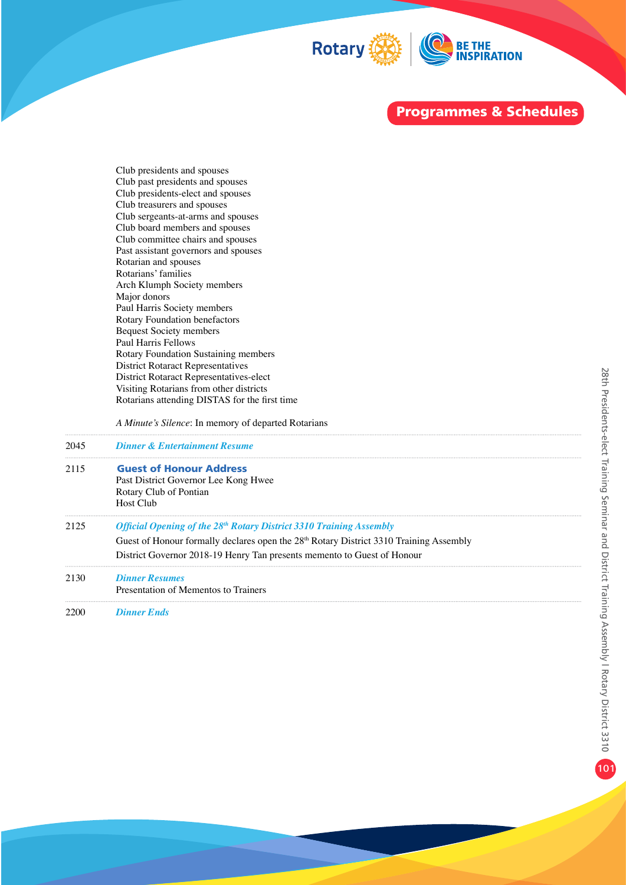## Programmes & Schedules

Club presidents and spouses
Club past presidents and spouses
Club presidents-elect and spouses
Club treasurers and spouses
Club sergeants-at-arms and spouses
Club board members and spouses
Club committee chairs and spouses
Past assistant governors and spouses
Rotarian and spouses
Rotarians' families
Arch Klumph Society members
Major donors
Paul Harris Society members
Rotary Foundation benefactors
Bequest Society members
Paul Harris Fellows
Rotary Foundation Sustaining members
District Rotaract Representatives
District Rotaract Representatives-elect
Visiting Rotarians from other districts
Rotarians attending DISTAS for the first time

*A Minute's Silence*: In memory of departed Rotarians

2045 ***Dinner & Entertainment Resume***

2115 **Guest of Honour Address**
Past District Governor Lee Kong Hwee
Rotary Club of Pontian
Host Club

2125 ***Official Opening of the 28th Rotary District 3310 Training Assembly***
Guest of Honour formally declares open the 28th Rotary District 3310 Training Assembly
District Governor 2018-19 Henry Tan presents memento to Guest of Honour

2130 ***Dinner Resumes***
Presentation of Mementos to Trainers

2200 ***Dinner Ends***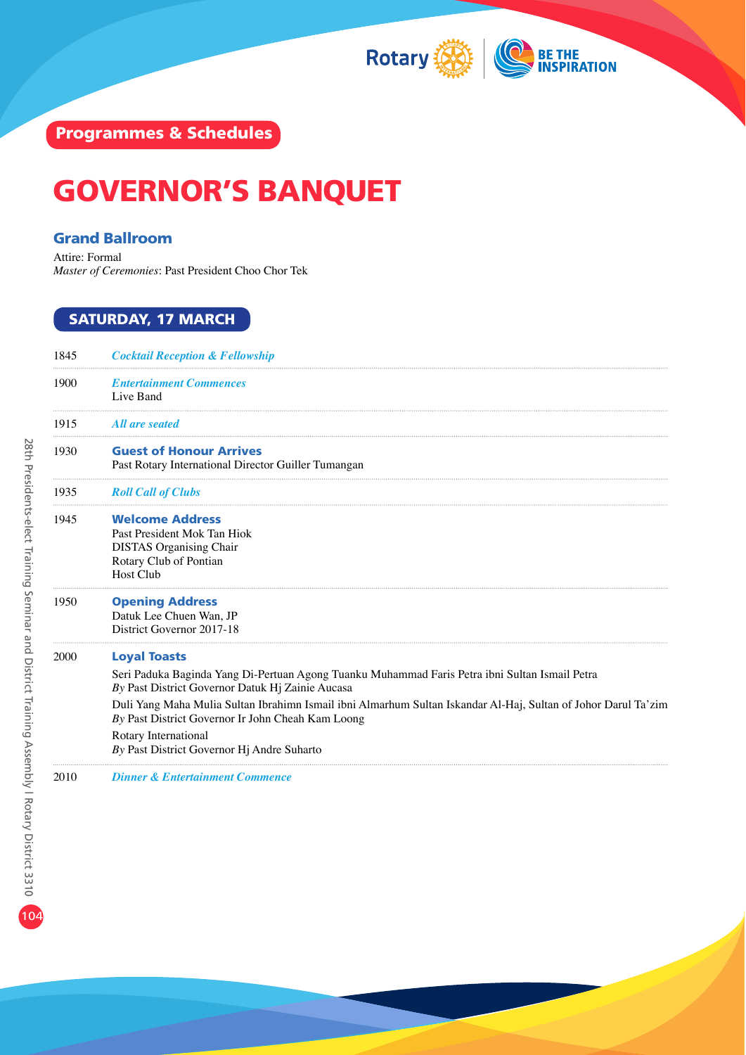Programmes & Schedules

# GOVERNOR'S BANQUET

### Grand Ballroom

Attire: Formal
*Master of Ceremonies*: Past President Choo Chor Tek

## SATURDAY, 17 MARCH

1845 ***Cocktail Reception & Fellowship***

---

1900 ***Entertainment Commences***
Live Band

---

1915 ***All are seated***

---

1930 **Guest of Honour Arrives**
Past Rotary International Director Guiller Tumangan

---

1935 ***Roll Call of Clubs***

---

1945 **Welcome Address**
Past President Mok Tan Hiok
DISTAS Organising Chair
Rotary Club of Pontian
Host Club

---

1950 **Opening Address**
Datuk Lee Chuen Wan, JP
District Governor 2017-18

---

2000 **Loyal Toasts**

Seri Paduka Baginda Yang Di-Pertuan Agong Tuanku Muhammad Faris Petra ibni Sultan Ismail Petra
*By* Past District Governor Datuk Hj Zainie Aucasa

Duli Yang Maha Mulia Sultan Ibrahimn Ismail ibni Almarhum Sultan Iskandar Al-Haj, Sultan of Johor Darul Ta'zim
*By* Past District Governor Ir John Cheah Kam Loong

Rotary International
*By* Past District Governor Hj Andre Suharto

---

2010 ***Dinner & Entertainment Commence***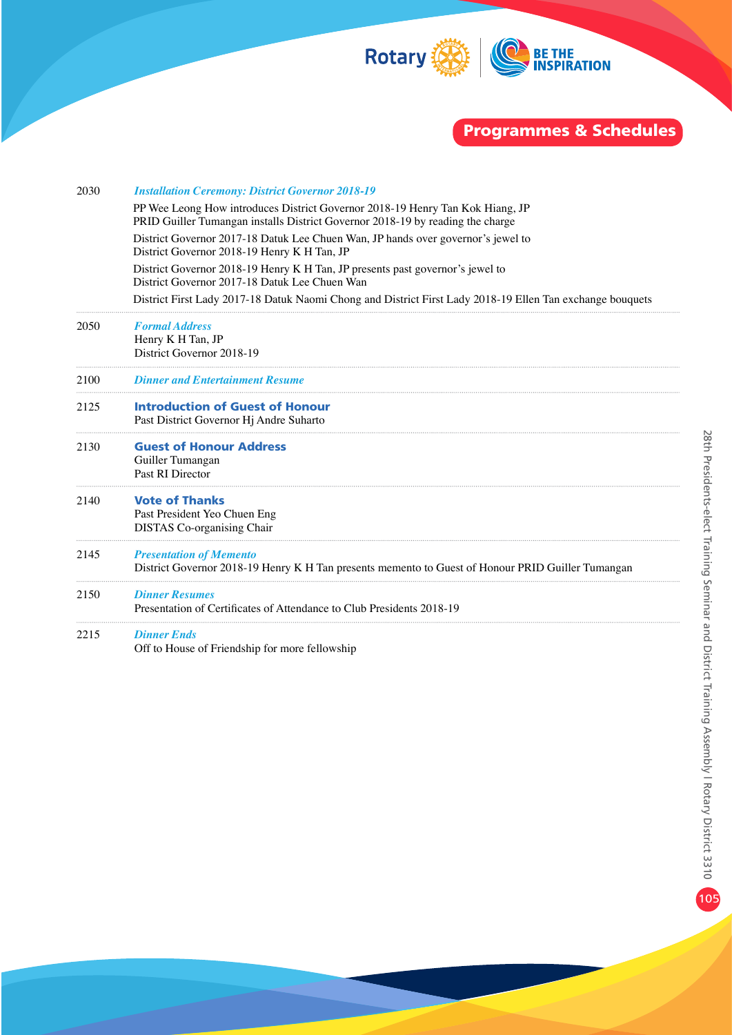## Programmes & Schedules

| | |
|---|---|
| 2030 | ***Installation Ceremony: District Governor 2018-19***<br>PP Wee Leong How introduces District Governor 2018-19 Henry Tan Kok Hiang, JP<br>PRID Guiller Tumangan installs District Governor 2018-19 by reading the charge<br>District Governor 2017-18 Datuk Lee Chuen Wan, JP hands over governor's jewel to District Governor 2018-19 Henry K H Tan, JP<br>District Governor 2018-19 Henry K H Tan, JP presents past governor's jewel to District Governor 2017-18 Datuk Lee Chuen Wan<br>District First Lady 2017-18 Datuk Naomi Chong and District First Lady 2018-19 Ellen Tan exchange bouquets |
| 2050 | ***Formal Address***<br>Henry K H Tan, JP<br>District Governor 2018-19 |
| 2100 | ***Dinner and Entertainment Resume*** |
| 2125 | **Introduction of Guest of Honour**<br>Past District Governor Hj Andre Suharto |
| 2130 | **Guest of Honour Address**<br>Guiller Tumangan<br>Past RI Director |
| 2140 | **Vote of Thanks**<br>Past President Yeo Chuen Eng<br>DISTAS Co-organising Chair |
| 2145 | ***Presentation of Memento***<br>District Governor 2018-19 Henry K H Tan presents memento to Guest of Honour PRID Guiller Tumangan |
| 2150 | ***Dinner Resumes***<br>Presentation of Certificates of Attendance to Club Presidents 2018-19 |
| 2215 | ***Dinner Ends***<br>Off to House of Friendship for more fellowship |